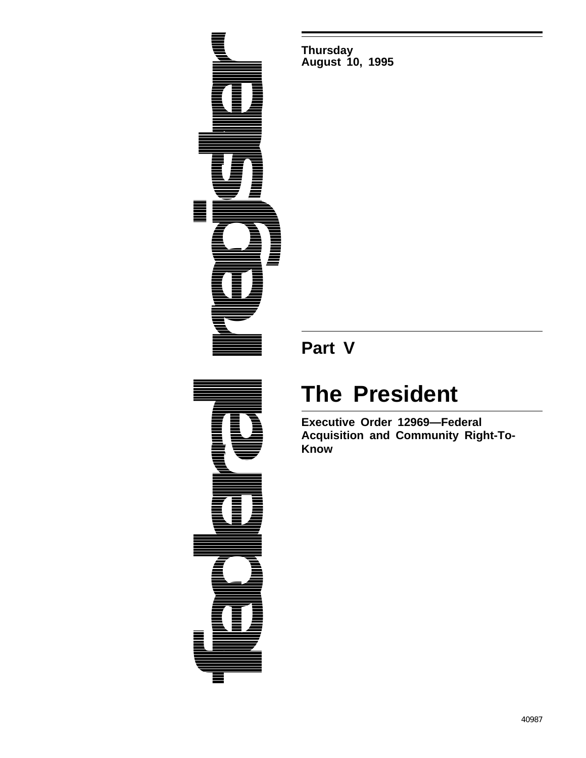federal register

Thursday
August 10, 1995

## Part V

# The President

**Executive Order 12969—Federal Acquisition and Community Right-To-Know**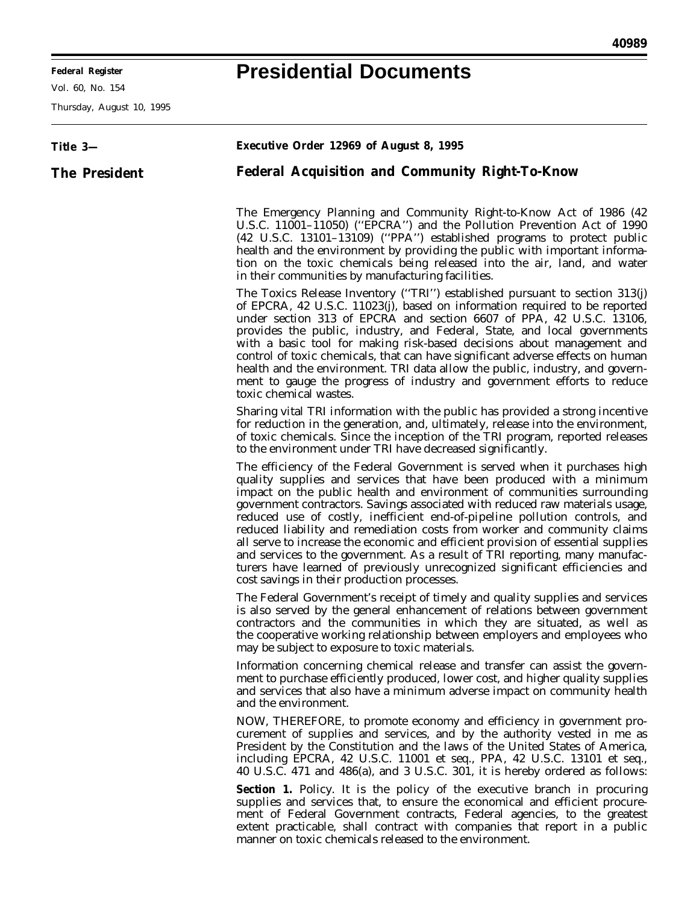**Federal Register**

Vol. 60, No. 154

Thursday, August 10, 1995

# Presidential Documents

**Title 3—**

**The President**

**Executive Order 12969 of August 8, 1995**

## Federal Acquisition and Community Right-To-Know

The Emergency Planning and Community Right-to-Know Act of 1986 (42 U.S.C. 11001–11050) (''EPCRA'') and the Pollution Prevention Act of 1990 (42 U.S.C. 13101–13109) (''PPA'') established programs to protect public health and the environment by providing the public with important information on the toxic chemicals being released into the air, land, and water in their communities by manufacturing facilities.

The Toxics Release Inventory (''TRI'') established pursuant to section 313(j) of EPCRA, 42 U.S.C. 11023(j), based on information required to be reported under section 313 of EPCRA and section 6607 of PPA, 42 U.S.C. 13106, provides the public, industry, and Federal, State, and local governments with a basic tool for making risk-based decisions about management and control of toxic chemicals, that can have significant adverse effects on human health and the environment. TRI data allow the public, industry, and government to gauge the progress of industry and government efforts to reduce toxic chemical wastes.

Sharing vital TRI information with the public has provided a strong incentive for reduction in the generation, and, ultimately, release into the environment, of toxic chemicals. Since the inception of the TRI program, reported releases to the environment under TRI have decreased significantly.

The efficiency of the Federal Government is served when it purchases high quality supplies and services that have been produced with a minimum impact on the public health and environment of communities surrounding government contractors. Savings associated with reduced raw materials usage, reduced use of costly, inefficient end-of-pipeline pollution controls, and reduced liability and remediation costs from worker and community claims all serve to increase the economic and efficient provision of essential supplies and services to the government. As a result of TRI reporting, many manufacturers have learned of previously unrecognized significant efficiencies and cost savings in their production processes.

The Federal Government's receipt of timely and quality supplies and services is also served by the general enhancement of relations between government contractors and the communities in which they are situated, as well as the cooperative working relationship between employers and employees who may be subject to exposure to toxic materials.

Information concerning chemical release and transfer can assist the government to purchase efficiently produced, lower cost, and higher quality supplies and services that also have a minimum adverse impact on community health and the environment.

NOW, THEREFORE, to promote economy and efficiency in government procurement of supplies and services, and by the authority vested in me as President by the Constitution and the laws of the United States of America, including EPCRA, 42 U.S.C. 11001 et seq., PPA, 42 U.S.C. 13101 et seq., 40 U.S.C. 471 and 486(a), and 3 U.S.C. 301, it is hereby ordered as follows:

**Section 1.** Policy. It is the policy of the executive branch in procuring supplies and services that, to ensure the economical and efficient procurement of Federal Government contracts, Federal agencies, to the greatest extent practicable, shall contract with companies that report in a public manner on toxic chemicals released to the environment.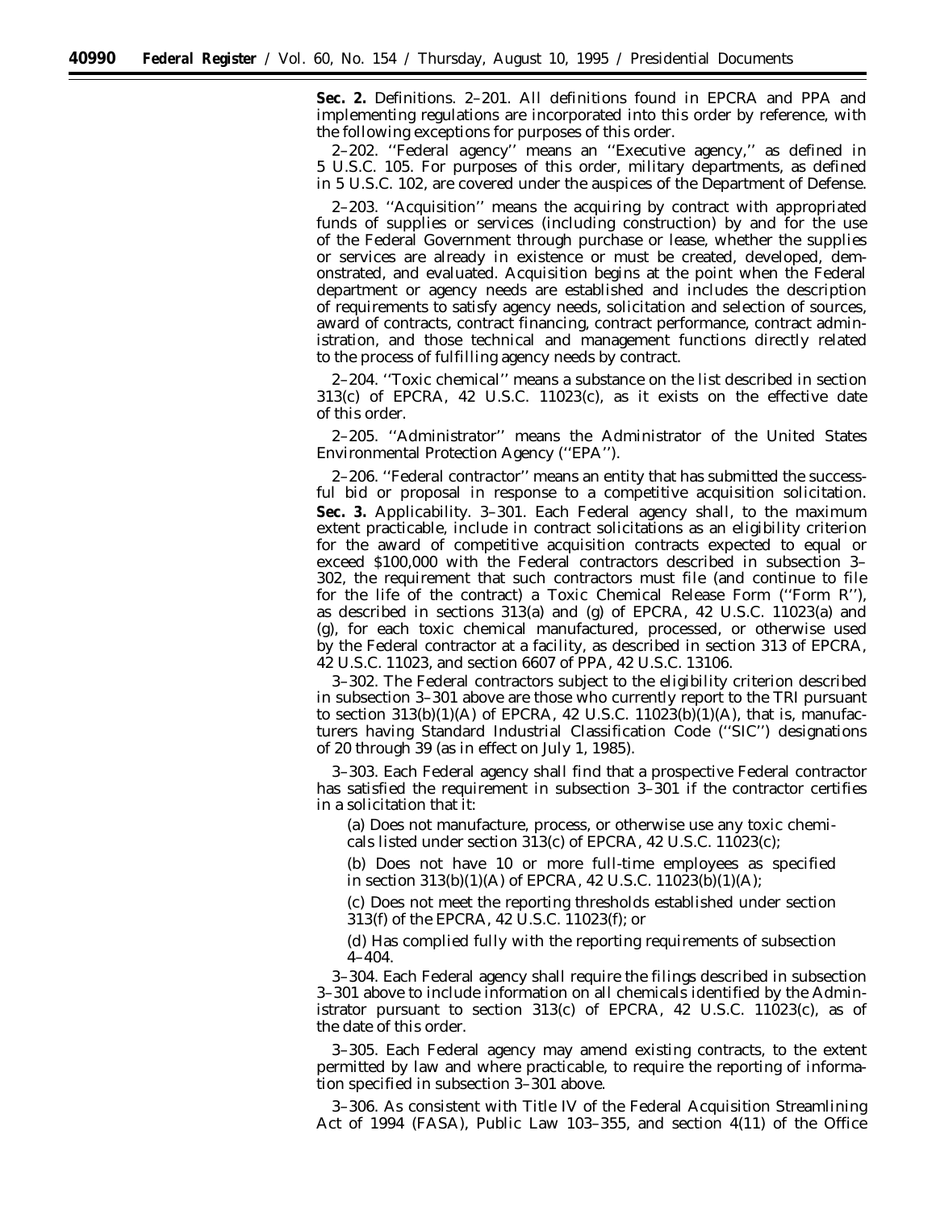**Sec. 2.** Definitions. 2–201. All definitions found in EPCRA and PPA and implementing regulations are incorporated into this order by reference, with the following exceptions for purposes of this order.

2–202. ''Federal agency'' means an ''Executive agency,'' as defined in 5 U.S.C. 105. For purposes of this order, military departments, as defined in 5 U.S.C. 102, are covered under the auspices of the Department of Defense.

2–203. ''Acquisition'' means the acquiring by contract with appropriated funds of supplies or services (including construction) by and for the use of the Federal Government through purchase or lease, whether the supplies or services are already in existence or must be created, developed, demonstrated, and evaluated. Acquisition begins at the point when the Federal department or agency needs are established and includes the description of requirements to satisfy agency needs, solicitation and selection of sources, award of contracts, contract financing, contract performance, contract administration, and those technical and management functions directly related to the process of fulfilling agency needs by contract.

2–204. ''Toxic chemical'' means a substance on the list described in section 313(c) of EPCRA, 42 U.S.C. 11023(c), as it exists on the effective date of this order.

2–205. ''Administrator'' means the Administrator of the United States Environmental Protection Agency (''EPA'').

2–206. ''Federal contractor'' means an entity that has submitted the successful bid or proposal in response to a competitive acquisition solicitation.

**Sec. 3.** Applicability. 3–301. Each Federal agency shall, to the maximum extent practicable, include in contract solicitations as an eligibility criterion for the award of competitive acquisition contracts expected to equal or exceed $100,000 with the Federal contractors described in subsection 3–302, the requirement that such contractors must file (and continue to file for the life of the contract) a Toxic Chemical Release Form (''Form R''), as described in sections 313(a) and (g) of EPCRA, 42 U.S.C. 11023(a) and (g), for each toxic chemical manufactured, processed, or otherwise used by the Federal contractor at a facility, as described in section 313 of EPCRA, 42 U.S.C. 11023, and section 6607 of PPA, 42 U.S.C. 13106.

3–302. The Federal contractors subject to the eligibility criterion described in subsection 3–301 above are those who currently report to the TRI pursuant to section 313(b)(1)(A) of EPCRA, 42 U.S.C. 11023(b)(1)(A), that is, manufacturers having Standard Industrial Classification Code (''SIC'') designations of 20 through 39 (as in effect on July 1, 1985).

3–303. Each Federal agency shall find that a prospective Federal contractor has satisfied the requirement in subsection 3–301 if the contractor certifies in a solicitation that it:

(a) Does not manufacture, process, or otherwise use any toxic chemicals listed under section 313(c) of EPCRA, 42 U.S.C. 11023(c);

(b) Does not have 10 or more full-time employees as specified in section 313(b)(1)(A) of EPCRA, 42 U.S.C. 11023(b)(1)(A);

(c) Does not meet the reporting thresholds established under section 313(f) of the EPCRA, 42 U.S.C. 11023(f); or

(d) Has complied fully with the reporting requirements of subsection 4–404.

3–304. Each Federal agency shall require the filings described in subsection 3–301 above to include information on all chemicals identified by the Administrator pursuant to section 313(c) of EPCRA, 42 U.S.C. 11023(c), as of the date of this order.

3–305. Each Federal agency may amend existing contracts, to the extent permitted by law and where practicable, to require the reporting of information specified in subsection 3–301 above.

3–306. As consistent with Title IV of the Federal Acquisition Streamlining Act of 1994 (FASA), Public Law 103–355, and section 4(11) of the Office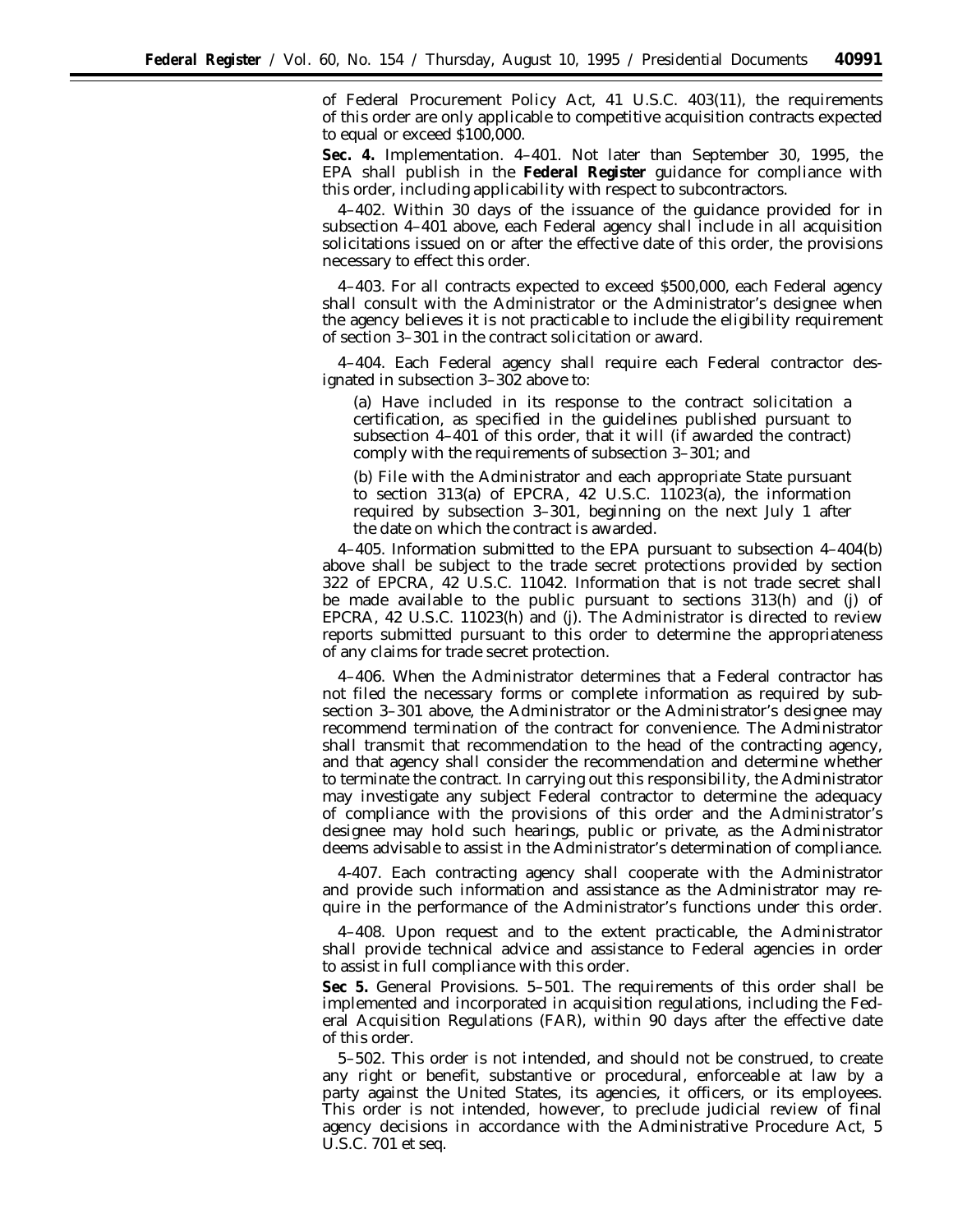of Federal Procurement Policy Act, 41 U.S.C. 403(11), the requirements of this order are only applicable to competitive acquisition contracts expected to equal or exceed $100,000.

**Sec. 4.** Implementation. 4–401. Not later than September 30, 1995, the EPA shall publish in the **Federal Register** guidance for compliance with this order, including applicability with respect to subcontractors.

4–402. Within 30 days of the issuance of the guidance provided for in subsection 4–401 above, each Federal agency shall include in all acquisition solicitations issued on or after the effective date of this order, the provisions necessary to effect this order.

4–403. For all contracts expected to exceed $500,000, each Federal agency shall consult with the Administrator or the Administrator's designee when the agency believes it is not practicable to include the eligibility requirement of section 3–301 in the contract solicitation or award.

4–404. Each Federal agency shall require each Federal contractor designated in subsection 3–302 above to:

(a) Have included in its response to the contract solicitation a certification, as specified in the guidelines published pursuant to subsection 4–401 of this order, that it will (if awarded the contract) comply with the requirements of subsection 3–301; and

(b) File with the Administrator and each appropriate State pursuant to section 313(a) of EPCRA, 42 U.S.C. 11023(a), the information required by subsection 3–301, beginning on the next July 1 after the date on which the contract is awarded.

4–405. Information submitted to the EPA pursuant to subsection 4–404(b) above shall be subject to the trade secret protections provided by section 322 of EPCRA, 42 U.S.C. 11042. Information that is not trade secret shall be made available to the public pursuant to sections 313(h) and (j) of EPCRA, 42 U.S.C. 11023(h) and (j). The Administrator is directed to review reports submitted pursuant to this order to determine the appropriateness of any claims for trade secret protection.

4–406. When the Administrator determines that a Federal contractor has not filed the necessary forms or complete information as required by subsection 3–301 above, the Administrator or the Administrator's designee may recommend termination of the contract for convenience. The Administrator shall transmit that recommendation to the head of the contracting agency, and that agency shall consider the recommendation and determine whether to terminate the contract. In carrying out this responsibility, the Administrator may investigate any subject Federal contractor to determine the adequacy of compliance with the provisions of this order and the Administrator's designee may hold such hearings, public or private, as the Administrator deems advisable to assist in the Administrator's determination of compliance.

4-407. Each contracting agency shall cooperate with the Administrator and provide such information and assistance as the Administrator may require in the performance of the Administrator's functions under this order.

4–408. Upon request and to the extent practicable, the Administrator shall provide technical advice and assistance to Federal agencies in order to assist in full compliance with this order.

**Sec 5.** General Provisions. 5–501. The requirements of this order shall be implemented and incorporated in acquisition regulations, including the Federal Acquisition Regulations (FAR), within 90 days after the effective date of this order.

5–502. This order is not intended, and should not be construed, to create any right or benefit, substantive or procedural, enforceable at law by a party against the United States, its agencies, it officers, or its employees. This order is not intended, however, to preclude judicial review of final agency decisions in accordance with the Administrative Procedure Act, 5 U.S.C. 701 et seq.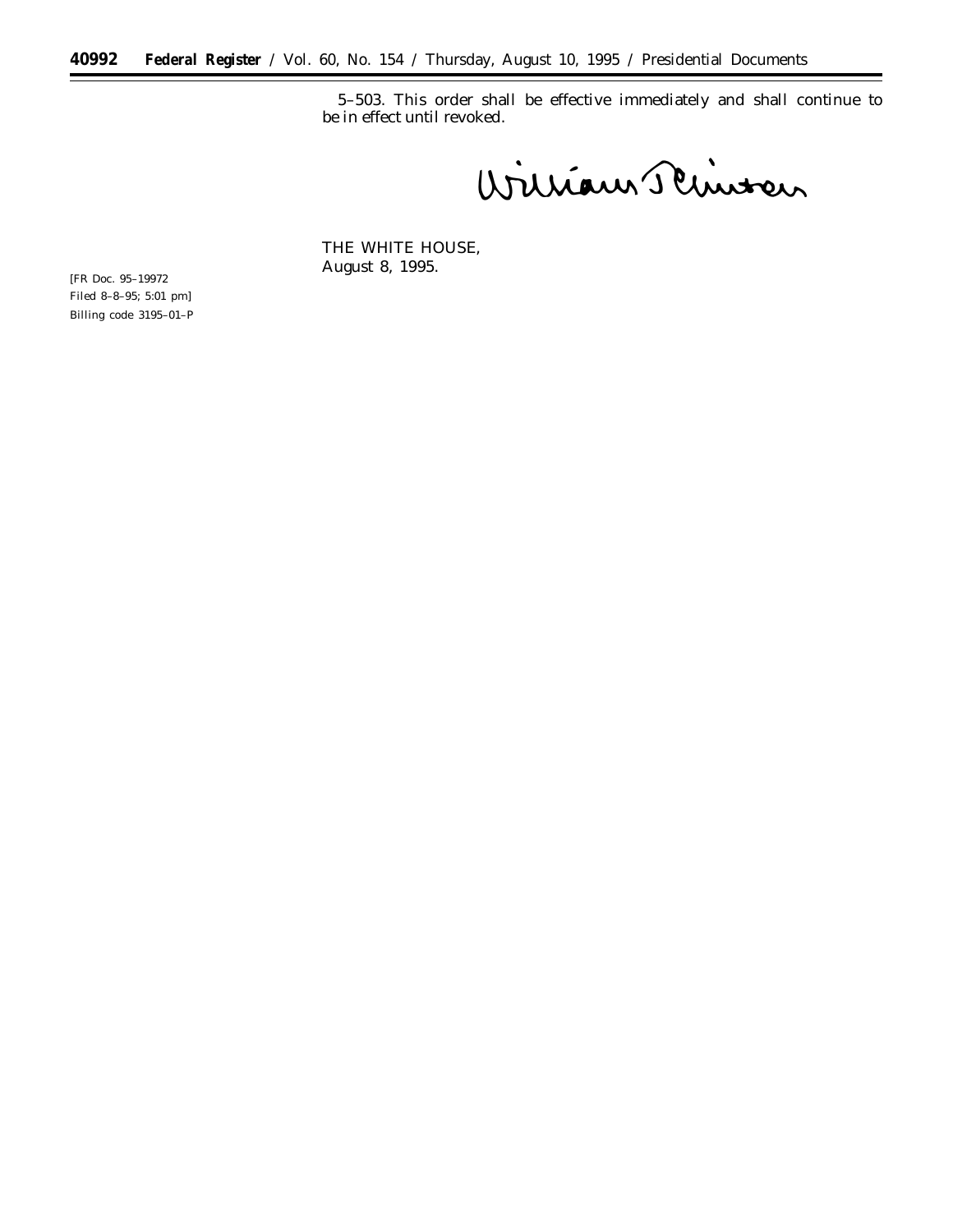5–503. This order shall be effective immediately and shall continue to be in effect until revoked.

William J. Clinton

THE WHITE HOUSE,
August 8, 1995.

[FR Doc. 95–19972
Filed 8–8–95; 5:01 pm]
Billing code 3195–01–P